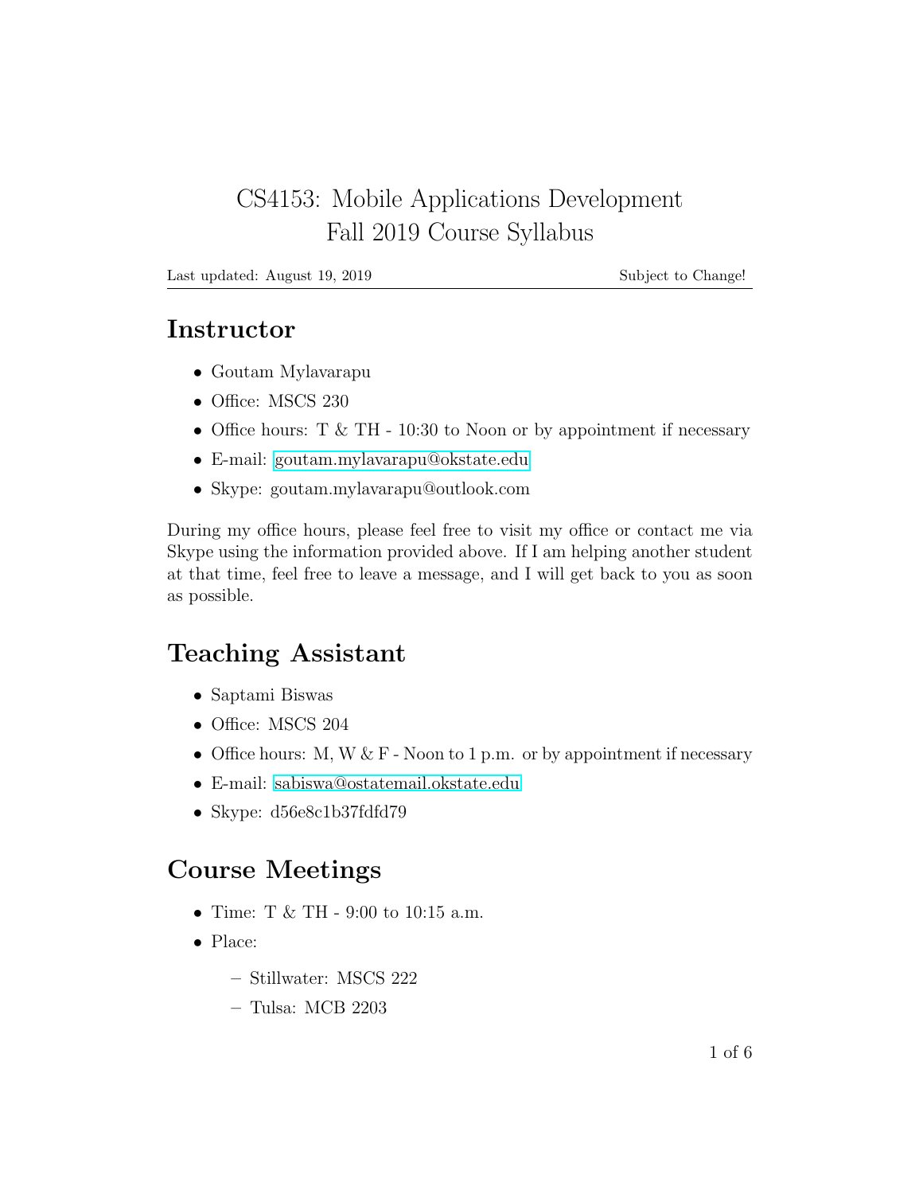# CS4153: Mobile Applications Development
# Fall 2019 Course Syllabus

Last updated: August 19, 2019 — Subject to Change!

## Instructor

- Goutam Mylavarapu
- Office: MSCS 230
- Office hours: T & TH - 10:30 to Noon or by appointment if necessary
- E-mail: goutam.mylavarapu@okstate.edu
- Skype: goutam.mylavarapu@outlook.com

During my office hours, please feel free to visit my office or contact me via Skype using the information provided above. If I am helping another student at that time, feel free to leave a message, and I will get back to you as soon as possible.

## Teaching Assistant

- Saptami Biswas
- Office: MSCS 204
- Office hours: M, W & F - Noon to 1 p.m. or by appointment if necessary
- E-mail: sabiswa@ostatemail.okstate.edu
- Skype: d56e8c1b37fdfd79

## Course Meetings

- Time: T & TH - 9:00 to 10:15 a.m.
- Place:
  - Stillwater: MSCS 222
  - Tulsa: MCB 2203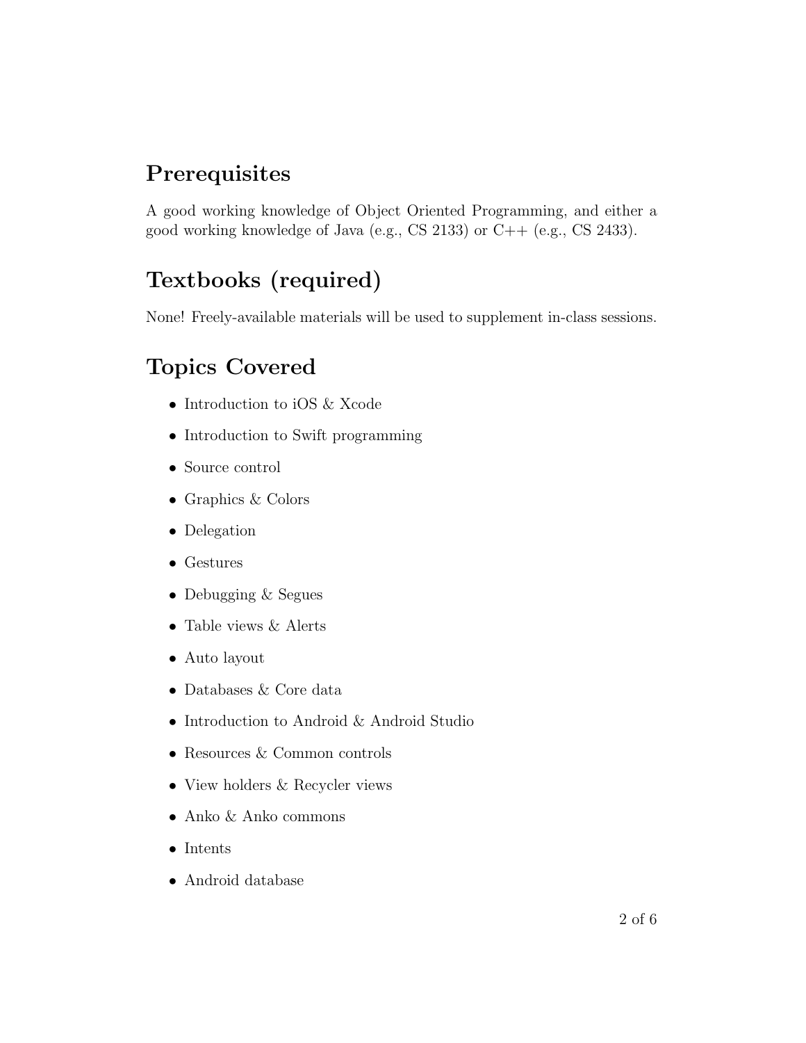## Prerequisites

A good working knowledge of Object Oriented Programming, and either a good working knowledge of Java (e.g., CS 2133) or C++ (e.g., CS 2433).

## Textbooks (required)

None! Freely-available materials will be used to supplement in-class sessions.

## Topics Covered

- Introduction to iOS & Xcode
- Introduction to Swift programming
- Source control
- Graphics & Colors
- Delegation
- Gestures
- Debugging & Segues
- Table views & Alerts
- Auto layout
- Databases & Core data
- Introduction to Android & Android Studio
- Resources & Common controls
- View holders & Recycler views
- Anko & Anko commons
- Intents
- Android database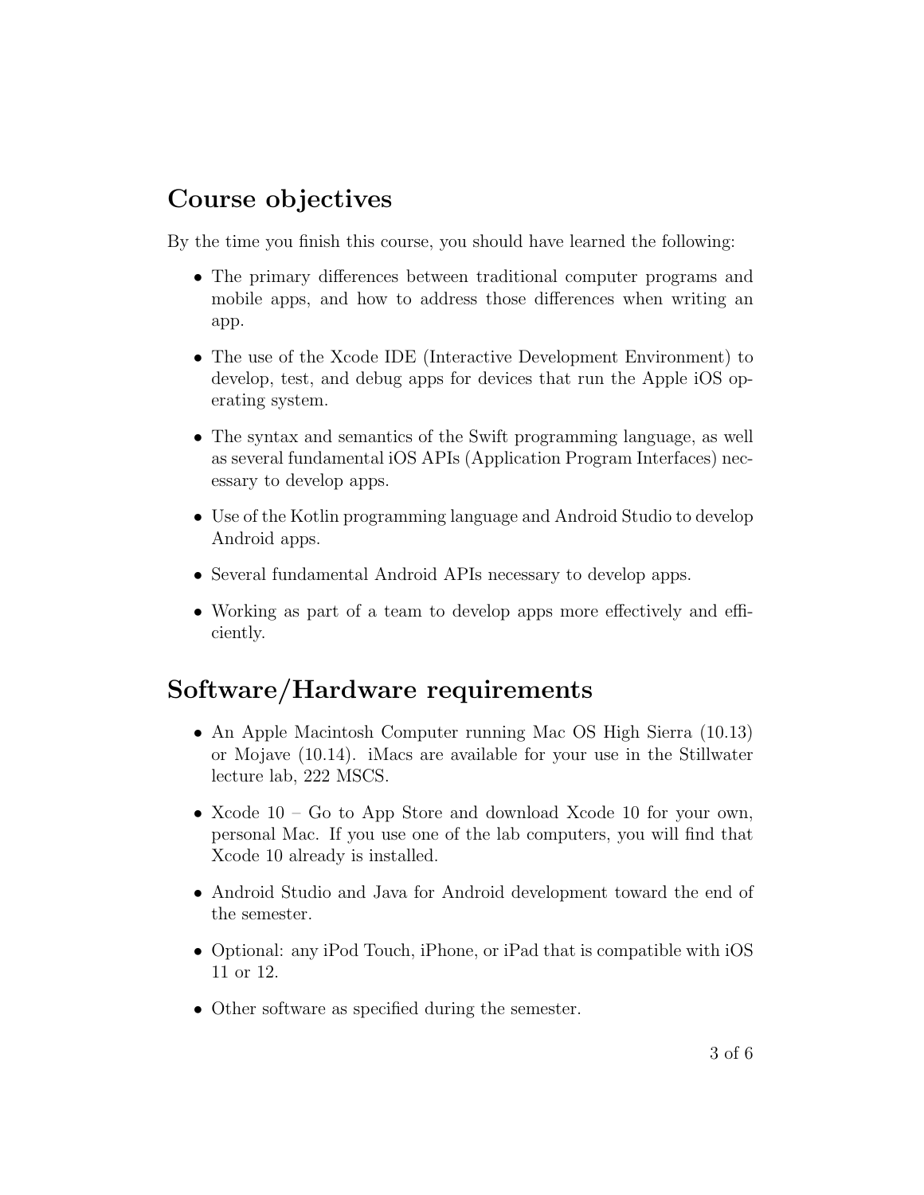## Course objectives

By the time you finish this course, you should have learned the following:

- The primary differences between traditional computer programs and mobile apps, and how to address those differences when writing an app.
- The use of the Xcode IDE (Interactive Development Environment) to develop, test, and debug apps for devices that run the Apple iOS operating system.
- The syntax and semantics of the Swift programming language, as well as several fundamental iOS APIs (Application Program Interfaces) necessary to develop apps.
- Use of the Kotlin programming language and Android Studio to develop Android apps.
- Several fundamental Android APIs necessary to develop apps.
- Working as part of a team to develop apps more effectively and efficiently.

## Software/Hardware requirements

- An Apple Macintosh Computer running Mac OS High Sierra (10.13) or Mojave (10.14). iMacs are available for your use in the Stillwater lecture lab, 222 MSCS.
- Xcode 10 – Go to App Store and download Xcode 10 for your own, personal Mac. If you use one of the lab computers, you will find that Xcode 10 already is installed.
- Android Studio and Java for Android development toward the end of the semester.
- Optional: any iPod Touch, iPhone, or iPad that is compatible with iOS 11 or 12.
- Other software as specified during the semester.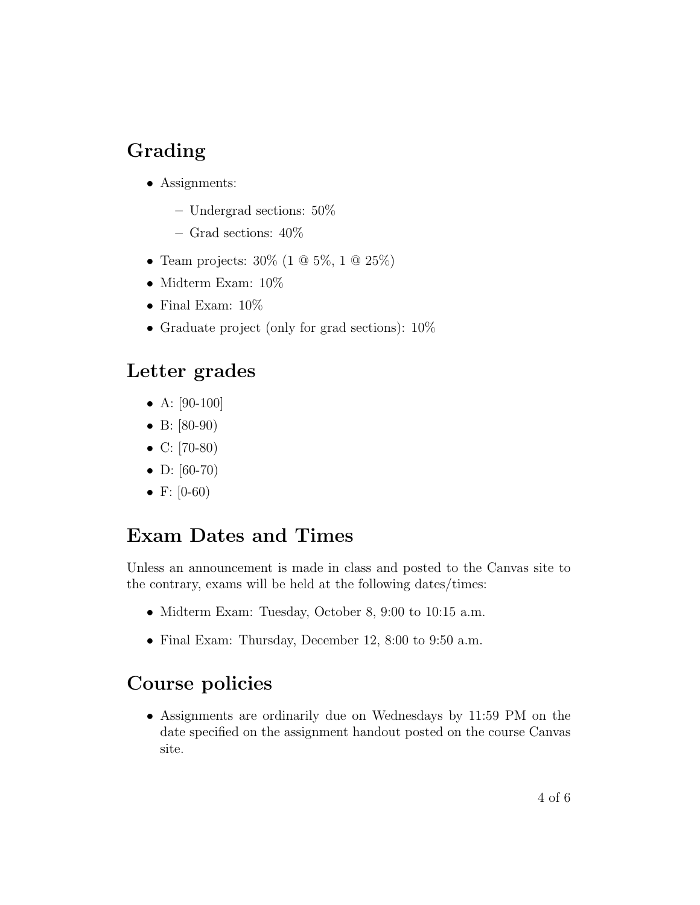## Grading

- Assignments:
  - Undergrad sections: 50%
  - Grad sections: 40%
- Team projects: 30% (1 @ 5%, 1 @ 25%)
- Midterm Exam: 10%
- Final Exam: 10%
- Graduate project (only for grad sections): 10%

## Letter grades

- A: [90-100]
- B: [80-90)
- C: [70-80)
- D: [60-70)
- F: [0-60)

## Exam Dates and Times

Unless an announcement is made in class and posted to the Canvas site to the contrary, exams will be held at the following dates/times:

- Midterm Exam: Tuesday, October 8, 9:00 to 10:15 a.m.
- Final Exam: Thursday, December 12, 8:00 to 9:50 a.m.

## Course policies

- Assignments are ordinarily due on Wednesdays by 11:59 PM on the date specified on the assignment handout posted on the course Canvas site.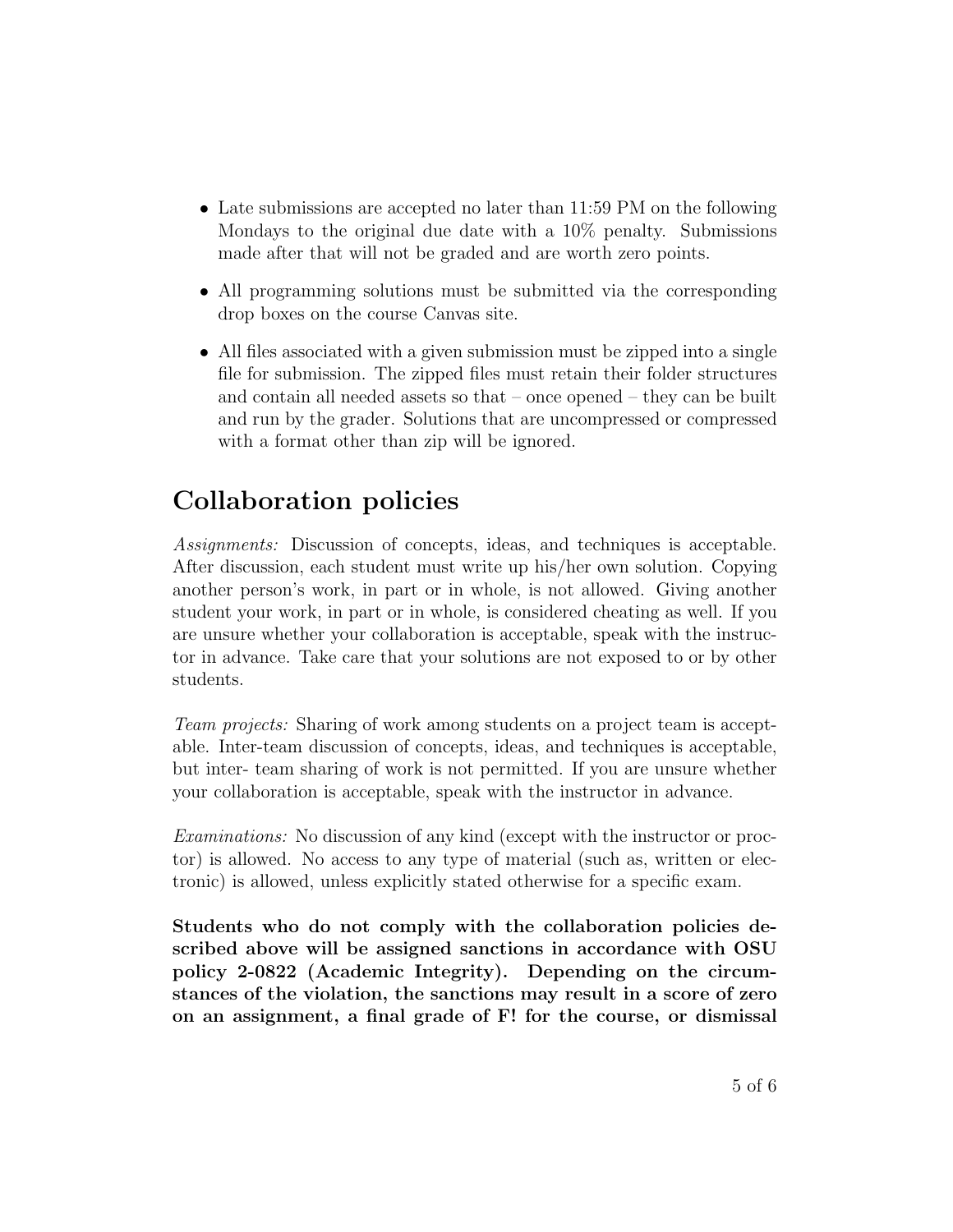- Late submissions are accepted no later than 11:59 PM on the following Mondays to the original due date with a 10% penalty. Submissions made after that will not be graded and are worth zero points.

- All programming solutions must be submitted via the corresponding drop boxes on the course Canvas site.

- All files associated with a given submission must be zipped into a single file for submission. The zipped files must retain their folder structures and contain all needed assets so that – once opened – they can be built and run by the grader. Solutions that are uncompressed or compressed with a format other than zip will be ignored.

## Collaboration policies

*Assignments:* Discussion of concepts, ideas, and techniques is acceptable. After discussion, each student must write up his/her own solution. Copying another person's work, in part or in whole, is not allowed. Giving another student your work, in part or in whole, is considered cheating as well. If you are unsure whether your collaboration is acceptable, speak with the instructor in advance. Take care that your solutions are not exposed to or by other students.

*Team projects:* Sharing of work among students on a project team is acceptable. Inter-team discussion of concepts, ideas, and techniques is acceptable, but inter- team sharing of work is not permitted. If you are unsure whether your collaboration is acceptable, speak with the instructor in advance.

*Examinations:* No discussion of any kind (except with the instructor or proctor) is allowed. No access to any type of material (such as, written or electronic) is allowed, unless explicitly stated otherwise for a specific exam.

**Students who do not comply with the collaboration policies described above will be assigned sanctions in accordance with OSU policy 2-0822 (Academic Integrity). Depending on the circumstances of the violation, the sanctions may result in a score of zero on an assignment, a final grade of F! for the course, or dismissal**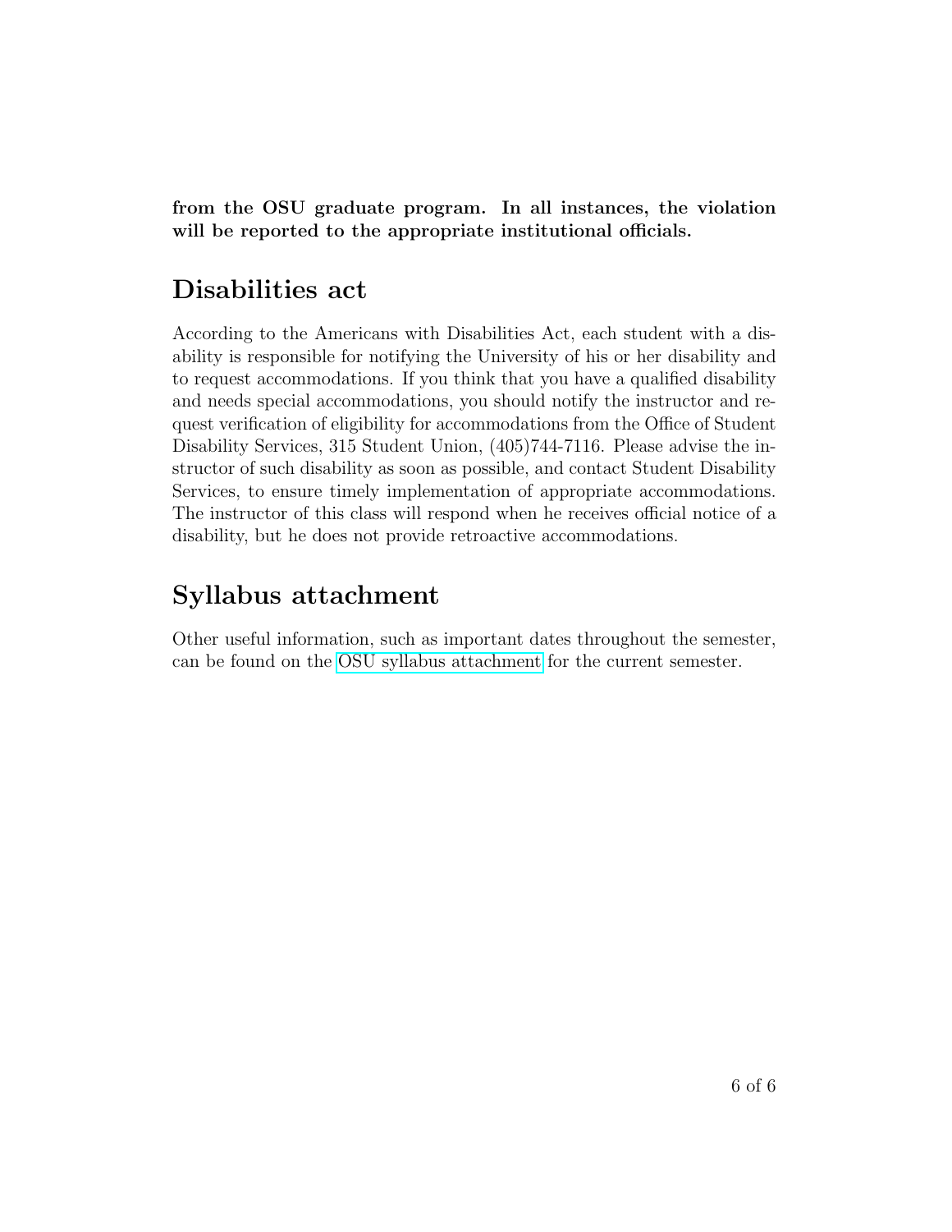**from the OSU graduate program. In all instances, the violation will be reported to the appropriate institutional officials.**

## Disabilities act

According to the Americans with Disabilities Act, each student with a disability is responsible for notifying the University of his or her disability and to request accommodations. If you think that you have a qualified disability and needs special accommodations, you should notify the instructor and request verification of eligibility for accommodations from the Office of Student Disability Services, 315 Student Union, (405)744-7116. Please advise the instructor of such disability as soon as possible, and contact Student Disability Services, to ensure timely implementation of appropriate accommodations. The instructor of this class will respond when he receives official notice of a disability, but he does not provide retroactive accommodations.

## Syllabus attachment

Other useful information, such as important dates throughout the semester, can be found on the OSU syllabus attachment for the current semester.